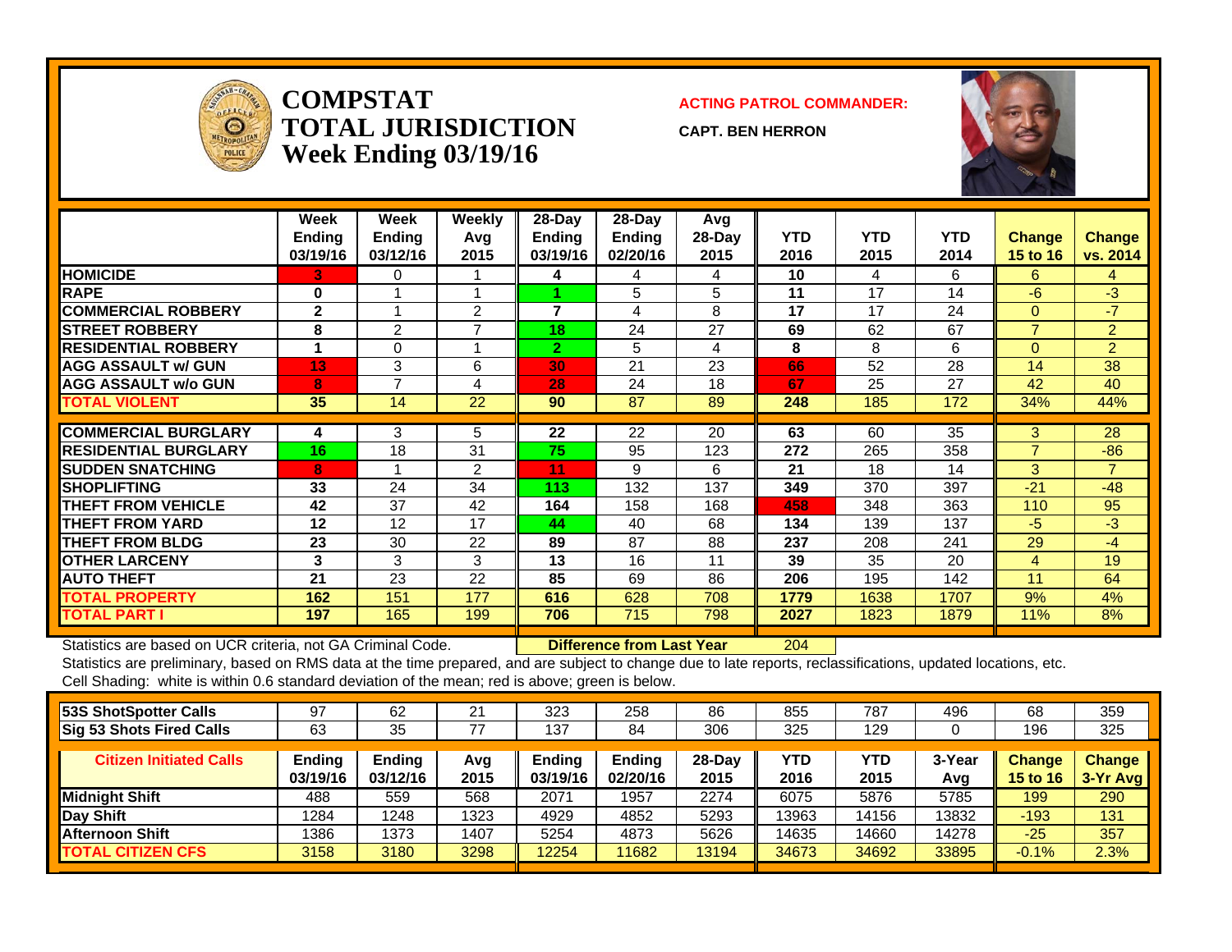# COMPSTAT TOTAL JURISDICTION Week Ending 03/19/16

**ACTING PATROL COMMANDER:**

**CAPT. BEN HERRON**

| | Week Ending 03/19/16 | Week Ending 03/12/16 | Weekly Avg 2015 | 28-Day Ending 03/19/16 | 28-Day Ending 02/20/16 | Avg 28-Day 2015 | YTD 2016 | YTD 2015 | YTD 2014 | Change 15 to 16 | Change vs. 2014 |
|---|---|---|---|---|---|---|---|---|---|---|---|
| **HOMICIDE** | 3 | 0 | 1 | 4 | 4 | 4 | 10 | 4 | 6 | 6 | 4 |
| **RAPE** | 0 | 1 | 1 | 1 | 5 | 5 | 11 | 17 | 14 | -6 | -3 |
| **COMMERCIAL ROBBERY** | 2 | 1 | 2 | 7 | 4 | 8 | 17 | 17 | 24 | 0 | -7 |
| **STREET ROBBERY** | 8 | 2 | 7 | 18 | 24 | 27 | 69 | 62 | 67 | 7 | 2 |
| **RESIDENTIAL ROBBERY** | 1 | 0 | 1 | 2 | 5 | 4 | 8 | 8 | 6 | 0 | 2 |
| **AGG ASSAULT w/ GUN** | 13 | 3 | 6 | 30 | 21 | 23 | 66 | 52 | 28 | 14 | 38 |
| **AGG ASSAULT w/o GUN** | 8 | 7 | 4 | 28 | 24 | 18 | 67 | 25 | 27 | 42 | 40 |
| **TOTAL VIOLENT** | 35 | 14 | 22 | 90 | 87 | 89 | 248 | 185 | 172 | 34% | 44% |
| **COMMERCIAL BURGLARY** | 4 | 3 | 5 | 22 | 22 | 20 | 63 | 60 | 35 | 3 | 28 |
| **RESIDENTIAL BURGLARY** | 16 | 18 | 31 | 75 | 95 | 123 | 272 | 265 | 358 | 7 | -86 |
| **SUDDEN SNATCHING** | 8 | 1 | 2 | 11 | 9 | 6 | 21 | 18 | 14 | 3 | 7 |
| **SHOPLIFTING** | 33 | 24 | 34 | 113 | 132 | 137 | 349 | 370 | 397 | -21 | -48 |
| **THEFT FROM VEHICLE** | 42 | 37 | 42 | 164 | 158 | 168 | 458 | 348 | 363 | 110 | 95 |
| **THEFT FROM YARD** | 12 | 12 | 17 | 44 | 40 | 68 | 134 | 139 | 137 | -5 | -3 |
| **THEFT FROM BLDG** | 23 | 30 | 22 | 89 | 87 | 88 | 237 | 208 | 241 | 29 | -4 |
| **OTHER LARCENY** | 3 | 3 | 3 | 13 | 16 | 11 | 39 | 35 | 20 | 4 | 19 |
| **AUTO THEFT** | 21 | 23 | 22 | 85 | 69 | 86 | 206 | 195 | 142 | 11 | 64 |
| **TOTAL PROPERTY** | 162 | 151 | 177 | 616 | 628 | 708 | 1779 | 1638 | 1707 | 9% | 4% |
| **TOTAL PART I** | 197 | 165 | 199 | 706 | 715 | 798 | 2027 | 1823 | 1879 | 11% | 8% |

Statistics are based on UCR criteria, not GA Criminal Code. **Difference from Last Year** 204

Statistics are preliminary, based on RMS data at the time prepared, and are subject to change due to late reports, reclassifications, updated locations, etc.

Cell Shading: white is within 0.6 standard deviation of the mean; red is above; green is below.

| **53S ShotSpotter Calls** | 97 | 62 | 21 | 323 | 258 | 86 | 855 | 787 | 496 | 68 | 359 |
|---|---|---|---|---|---|---|---|---|---|---|---|
| **Sig 53 Shots Fired Calls** | 63 | 35 | 77 | 137 | 84 | 306 | 325 | 129 | 0 | 196 | 325 |

| Citizen Initiated Calls | Ending 03/19/16 | Ending 03/12/16 | Avg 2015 | Ending 03/19/16 | Ending 02/20/16 | 28-Day 2015 | YTD 2016 | YTD 2015 | 3-Year Avg | Change 15 to 16 | Change 3-Yr Avg |
|---|---|---|---|---|---|---|---|---|---|---|---|
| **Midnight Shift** | 488 | 559 | 568 | 2071 | 1957 | 2274 | 6075 | 5876 | 5785 | 199 | 290 |
| **Day Shift** | 1284 | 1248 | 1323 | 4929 | 4852 | 5293 | 13963 | 14156 | 13832 | -193 | 131 |
| **Afternoon Shift** | 1386 | 1373 | 1407 | 5254 | 4873 | 5626 | 14635 | 14660 | 14278 | -25 | 357 |
| **TOTAL CITIZEN CFS** | 3158 | 3180 | 3298 | 12254 | 11682 | 13194 | 34673 | 34692 | 33895 | -0.1% | 2.3% |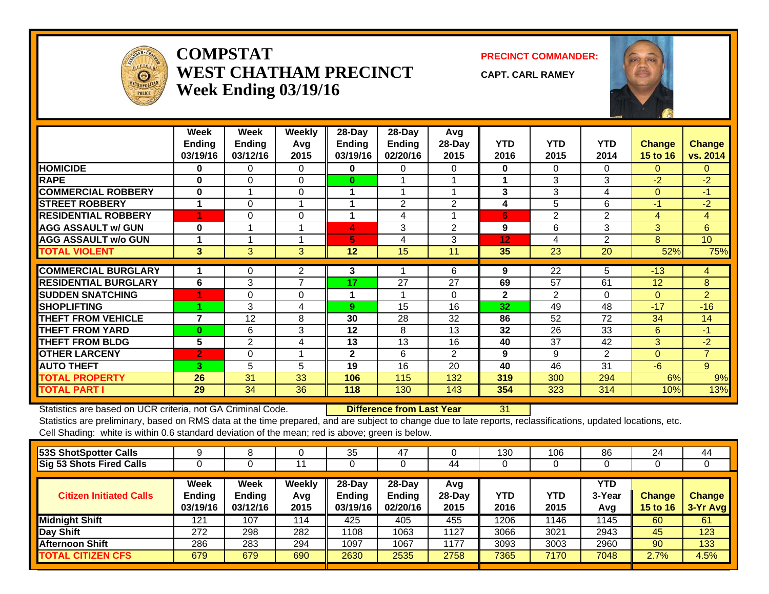# COMPSTAT
# WEST CHATHAM PRECINCT
## Week Ending 03/19/16

**PRECINCT COMMANDER:**

**CAPT. CARL RAMEY**

| | Week Ending 03/19/16 | Week Ending 03/12/16 | Weekly Avg 2015 | 28-Day Ending 03/19/16 | 28-Day Ending 02/20/16 | Avg 28-Day 2015 | YTD 2016 | YTD 2015 | YTD 2014 | Change 15 to 16 | Change vs. 2014 |
|---|---|---|---|---|---|---|---|---|---|---|---|
| HOMICIDE | 0 | 0 | 0 | 0 | 0 | 0 | 0 | 0 | 0 | 0 | 0 |
| RAPE | 0 | 0 | 0 | 0 | 1 | 1 | 1 | 3 | 3 | -2 | -2 |
| COMMERCIAL ROBBERY | 0 | 1 | 0 | 1 | 1 | 1 | 3 | 3 | 4 | 0 | -1 |
| STREET ROBBERY | 1 | 0 | 1 | 1 | 2 | 2 | 4 | 5 | 6 | -1 | -2 |
| RESIDENTIAL ROBBERY | 1 | 0 | 0 | 1 | 4 | 1 | 6 | 2 | 2 | 4 | 4 |
| AGG ASSAULT w/ GUN | 0 | 1 | 1 | 4 | 3 | 2 | 9 | 6 | 3 | 3 | 6 |
| AGG ASSAULT w/o GUN | 1 | 1 | 1 | 5 | 4 | 3 | 12 | 4 | 2 | 8 | 10 |
| TOTAL VIOLENT | 3 | 3 | 3 | 12 | 15 | 11 | 35 | 23 | 20 | 52% | 75% |
| COMMERCIAL BURGLARY | 1 | 0 | 2 | 3 | 1 | 6 | 9 | 22 | 5 | -13 | 4 |
| RESIDENTIAL BURGLARY | 6 | 3 | 7 | 17 | 27 | 27 | 69 | 57 | 61 | 12 | 8 |
| SUDDEN SNATCHING | 1 | 0 | 0 | 1 | 1 | 0 | 2 | 2 | 0 | 0 | 2 |
| SHOPLIFTING | 1 | 3 | 4 | 9 | 15 | 16 | 32 | 49 | 48 | -17 | -16 |
| THEFT FROM VEHICLE | 7 | 12 | 8 | 30 | 28 | 32 | 86 | 52 | 72 | 34 | 14 |
| THEFT FROM YARD | 0 | 6 | 3 | 12 | 8 | 13 | 32 | 26 | 33 | 6 | -1 |
| THEFT FROM BLDG | 5 | 2 | 4 | 13 | 13 | 16 | 40 | 37 | 42 | 3 | -2 |
| OTHER LARCENY | 2 | 0 | 1 | 2 | 6 | 2 | 9 | 9 | 2 | 0 | 7 |
| AUTO THEFT | 3 | 5 | 5 | 19 | 16 | 20 | 40 | 46 | 31 | -6 | 9 |
| TOTAL PROPERTY | 26 | 31 | 33 | 106 | 115 | 132 | 319 | 300 | 294 | 6% | 9% |
| TOTAL PART I | 29 | 34 | 36 | 118 | 130 | 143 | 354 | 323 | 314 | 10% | 13% |

Statistics are based on UCR criteria, not GA Criminal Code. **Difference from Last Year** 31

Statistics are preliminary, based on RMS data at the time prepared, and are subject to change due to late reports, reclassifications, updated locations, etc.

Cell Shading: white is within 0.6 standard deviation of the mean; red is above; green is below.

| | | | | | | | | | | | |
|---|---|---|---|---|---|---|---|---|---|---|---|
| 53S ShotSpotter Calls | 9 | 8 | 0 | 35 | 47 | 0 | 130 | 106 | 86 | 24 | 44 |
| Sig 53 Shots Fired Calls | 0 | 0 | 11 | 0 | 0 | 44 | 0 | 0 | 0 | 0 | 0 |

| Citizen Initiated Calls | Week Ending 03/19/16 | Week Ending 03/12/16 | Weekly Avg 2015 | 28-Day Ending 03/19/16 | 28-Day Ending 02/20/16 | Avg 28-Day 2015 | YTD 2016 | YTD 2015 | YTD 3-Year Avg | Change 15 to 16 | Change 3-Yr Avg |
|---|---|---|---|---|---|---|---|---|---|---|---|
| Midnight Shift | 121 | 107 | 114 | 425 | 405 | 455 | 1206 | 1146 | 1145 | 60 | 61 |
| Day Shift | 272 | 298 | 282 | 1108 | 1063 | 1127 | 3066 | 3021 | 2943 | 45 | 123 |
| Afternoon Shift | 286 | 283 | 294 | 1097 | 1067 | 1177 | 3093 | 3003 | 2960 | 90 | 133 |
| TOTAL CITIZEN CFS | 679 | 679 | 690 | 2630 | 2535 | 2758 | 7365 | 7170 | 7048 | 2.7% | 4.5% |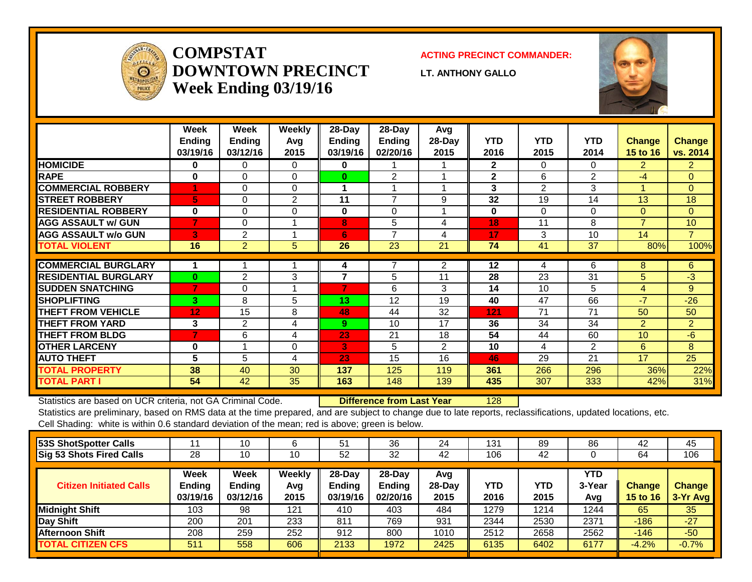# COMPSTAT DOWNTOWN PRECINCT Week Ending 03/19/16

**ACTING PRECINCT COMMANDER:**

**LT. ANTHONY GALLO**

| | Week Ending 03/19/16 | Week Ending 03/12/16 | Weekly Avg 2015 | 28-Day Ending 03/19/16 | 28-Day Ending 02/20/16 | Avg 28-Day 2015 | YTD 2016 | YTD 2015 | YTD 2014 | Change 15 to 16 | Change vs. 2014 |
|---|---|---|---|---|---|---|---|---|---|---|---|
| HOMICIDE | 0 | 0 | 0 | 0 | 1 | 1 | 2 | 0 | 0 | 2 | 2 |
| RAPE | 0 | 0 | 0 | 0 | 2 | 1 | 2 | 6 | 2 | -4 | 0 |
| COMMERCIAL ROBBERY | 1 | 0 | 0 | 1 | 1 | 1 | 3 | 2 | 3 | 1 | 0 |
| STREET ROBBERY | 5 | 0 | 2 | 11 | 7 | 9 | 32 | 19 | 14 | 13 | 18 |
| RESIDENTIAL ROBBERY | 0 | 0 | 0 | 0 | 0 | 1 | 0 | 0 | 0 | 0 | 0 |
| AGG ASSAULT w/ GUN | 7 | 0 | 1 | 8 | 5 | 4 | 18 | 11 | 8 | 7 | 10 |
| AGG ASSAULT w/o GUN | 3 | 2 | 1 | 6 | 7 | 4 | 17 | 3 | 10 | 14 | 7 |
| TOTAL VIOLENT | 16 | 2 | 5 | 26 | 23 | 21 | 74 | 41 | 37 | 80% | 100% |
| COMMERCIAL BURGLARY | 1 | 1 | 1 | 4 | 7 | 2 | 12 | 4 | 6 | 8 | 6 |
| RESIDENTIAL BURGLARY | 0 | 2 | 3 | 7 | 5 | 11 | 28 | 23 | 31 | 5 | -3 |
| SUDDEN SNATCHING | 7 | 0 | 1 | 7 | 6 | 3 | 14 | 10 | 5 | 4 | 9 |
| SHOPLIFTING | 3 | 8 | 5 | 13 | 12 | 19 | 40 | 47 | 66 | -7 | -26 |
| THEFT FROM VEHICLE | 12 | 15 | 8 | 48 | 44 | 32 | 121 | 71 | 71 | 50 | 50 |
| THEFT FROM YARD | 3 | 2 | 4 | 9 | 10 | 17 | 36 | 34 | 34 | 2 | 2 |
| THEFT FROM BLDG | 7 | 6 | 4 | 23 | 21 | 18 | 54 | 44 | 60 | 10 | -6 |
| OTHER LARCENY | 0 | 1 | 0 | 3 | 5 | 2 | 10 | 4 | 2 | 6 | 8 |
| AUTO THEFT | 5 | 5 | 4 | 23 | 15 | 16 | 46 | 29 | 21 | 17 | 25 |
| TOTAL PROPERTY | 38 | 40 | 30 | 137 | 125 | 119 | 361 | 266 | 296 | 36% | 22% |
| TOTAL PART I | 54 | 42 | 35 | 163 | 148 | 139 | 435 | 307 | 333 | 42% | 31% |

Statistics are based on UCR criteria, not GA Criminal Code. **Difference from Last Year** 128

Statistics are preliminary, based on RMS data at the time prepared, and are subject to change due to late reports, reclassifications, updated locations, etc.

Cell Shading: white is within 0.6 standard deviation of the mean; red is above; green is below.

| | Week Ending 03/19/16 | Week Ending 03/12/16 | Weekly Avg 2015 | 28-Day Ending 03/19/16 | 28-Day Ending 02/20/16 | Avg 28-Day 2015 | YTD 2016 | YTD 2015 | YTD 2014 | Change 15 to 16 | Change vs. 2014 |
|---|---|---|---|---|---|---|---|---|---|---|---|
| 53S ShotSpotter Calls | 11 | 10 | 6 | 51 | 36 | 24 | 131 | 89 | 86 | 42 | 45 |
| Sig 53 Shots Fired Calls | 28 | 10 | 10 | 52 | 32 | 42 | 106 | 42 | 0 | 64 | 106 |

| Citizen Initiated Calls | Week Ending 03/19/16 | Week Ending 03/12/16 | Weekly Avg 2015 | 28-Day Ending 03/19/16 | 28-Day Ending 02/20/16 | Avg 28-Day 2015 | YTD 2016 | YTD 2015 | YTD 3-Year Avg | Change 15 to 16 | Change 3-Yr Avg |
|---|---|---|---|---|---|---|---|---|---|---|---|
| Midnight Shift | 103 | 98 | 121 | 410 | 403 | 484 | 1279 | 1214 | 1244 | 65 | 35 |
| Day Shift | 200 | 201 | 233 | 811 | 769 | 931 | 2344 | 2530 | 2371 | -186 | -27 |
| Afternoon Shift | 208 | 259 | 252 | 912 | 800 | 1010 | 2512 | 2658 | 2562 | -146 | -50 |
| TOTAL CITIZEN CFS | 511 | 558 | 606 | 2133 | 1972 | 2425 | 6135 | 6402 | 6177 | -4.2% | -0.7% |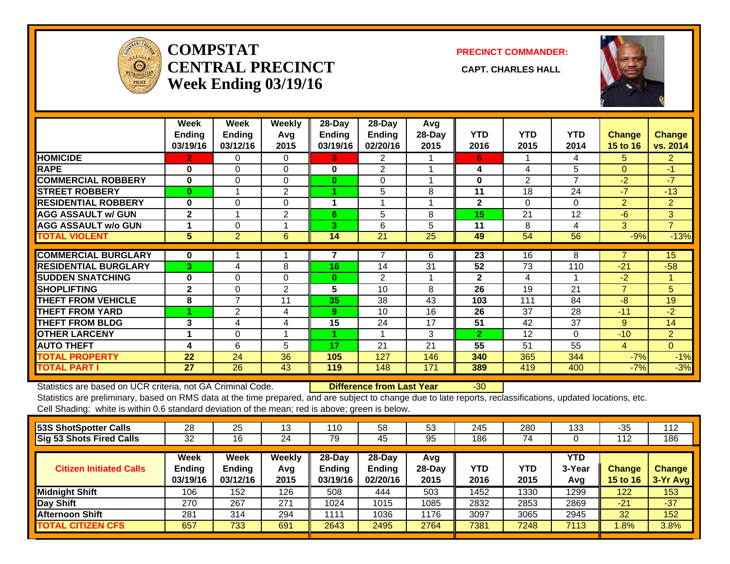# COMPSTAT
# CENTRAL PRECINCT
# Week Ending 03/19/16

**PRECINCT COMMANDER:**

**CAPT. CHARLES HALL**

| | Week Ending 03/19/16 | Week Ending 03/12/16 | Weekly Avg 2015 | 28-Day Ending 03/19/16 | 28-Day Ending 02/20/16 | Avg 28-Day 2015 | YTD 2016 | YTD 2015 | YTD 2014 | Change 15 to 16 | Change vs. 2014 |
|---|---|---|---|---|---|---|---|---|---|---|---|
| **HOMICIDE** | 2 | 0 | 0 | 3 | 2 | 1 | 6 | 1 | 4 | 5 | 2 |
| **RAPE** | 0 | 0 | 0 | 0 | 2 | 1 | 4 | 4 | 5 | 0 | -1 |
| **COMMERCIAL ROBBERY** | 0 | 0 | 0 | 0 | 0 | 1 | 0 | 2 | 7 | -2 | -7 |
| **STREET ROBBERY** | 0 | 1 | 2 | 1 | 5 | 8 | 11 | 18 | 24 | -7 | -13 |
| **RESIDENTIAL ROBBERY** | 0 | 0 | 0 | 1 | 1 | 1 | 2 | 0 | 0 | 2 | 2 |
| **AGG ASSAULT w/ GUN** | 2 | 1 | 2 | 6 | 5 | 8 | 15 | 21 | 12 | -6 | 3 |
| **AGG ASSAULT w/o GUN** | 1 | 0 | 1 | 3 | 6 | 5 | 11 | 8 | 4 | 3 | 7 |
| **TOTAL VIOLENT** | 5 | 2 | 6 | 14 | 21 | 25 | 49 | 54 | 56 | -9% | -13% |
| **COMMERCIAL BURGLARY** | 0 | 1 | 1 | 7 | 7 | 6 | 23 | 16 | 8 | 7 | 15 |
| **RESIDENTIAL BURGLARY** | 3 | 4 | 8 | 16 | 14 | 31 | 52 | 73 | 110 | -21 | -58 |
| **SUDDEN SNATCHING** | 0 | 0 | 0 | 0 | 2 | 1 | 2 | 4 | 1 | -2 | 1 |
| **SHOPLIFTING** | 2 | 0 | 2 | 5 | 10 | 8 | 26 | 19 | 21 | 7 | 5 |
| **THEFT FROM VEHICLE** | 8 | 7 | 11 | 35 | 38 | 43 | 103 | 111 | 84 | -8 | 19 |
| **THEFT FROM YARD** | 1 | 2 | 4 | 9 | 10 | 16 | 26 | 37 | 28 | -11 | -2 |
| **THEFT FROM BLDG** | 3 | 4 | 4 | 15 | 24 | 17 | 51 | 42 | 37 | 9 | 14 |
| **OTHER LARCENY** | 1 | 0 | 1 | 1 | 1 | 3 | 2 | 12 | 0 | -10 | 2 |
| **AUTO THEFT** | 4 | 6 | 5 | 17 | 21 | 21 | 55 | 51 | 55 | 4 | 0 |
| **TOTAL PROPERTY** | 22 | 24 | 36 | 105 | 127 | 146 | 340 | 365 | 344 | -7% | -1% |
| **TOTAL PART I** | 27 | 26 | 43 | 119 | 148 | 171 | 389 | 419 | 400 | -7% | -3% |

Statistics are based on UCR criteria, not GA Criminal Code. **Difference from Last Year** -30

Statistics are preliminary, based on RMS data at the time prepared, and are subject to change due to late reports, reclassifications, updated locations, etc.

Cell Shading: white is within 0.6 standard deviation of the mean; red is above; green is below.

| | | | | | | | | | | | |
|---|---|---|---|---|---|---|---|---|---|---|---|
| **53S ShotSpotter Calls** | 28 | 25 | 13 | 110 | 58 | 53 | 245 | 280 | 133 | -35 | 112 |
| **Sig 53 Shots Fired Calls** | 32 | 16 | 24 | 79 | 45 | 95 | 186 | 74 | 0 | 112 | 186 |

| Citizen Initiated Calls | Week Ending 03/19/16 | Week Ending 03/12/16 | Weekly Avg 2015 | 28-Day Ending 03/19/16 | 28-Day Ending 02/20/16 | Avg 28-Day 2015 | YTD 2016 | YTD 2015 | YTD 3-Year Avg | Change 15 to 16 | Change 3-Yr Avg |
|---|---|---|---|---|---|---|---|---|---|---|---|
| **Midnight Shift** | 106 | 152 | 126 | 508 | 444 | 503 | 1452 | 1330 | 1299 | 122 | 153 |
| **Day Shift** | 270 | 267 | 271 | 1024 | 1015 | 1085 | 2832 | 2853 | 2869 | -21 | -37 |
| **Afternoon Shift** | 281 | 314 | 294 | 1111 | 1036 | 1176 | 3097 | 3065 | 2945 | 32 | 152 |
| **TOTAL CITIZEN CFS** | 657 | 733 | 691 | 2643 | 2495 | 2764 | 7381 | 7248 | 7113 | 1.8% | 3.8% |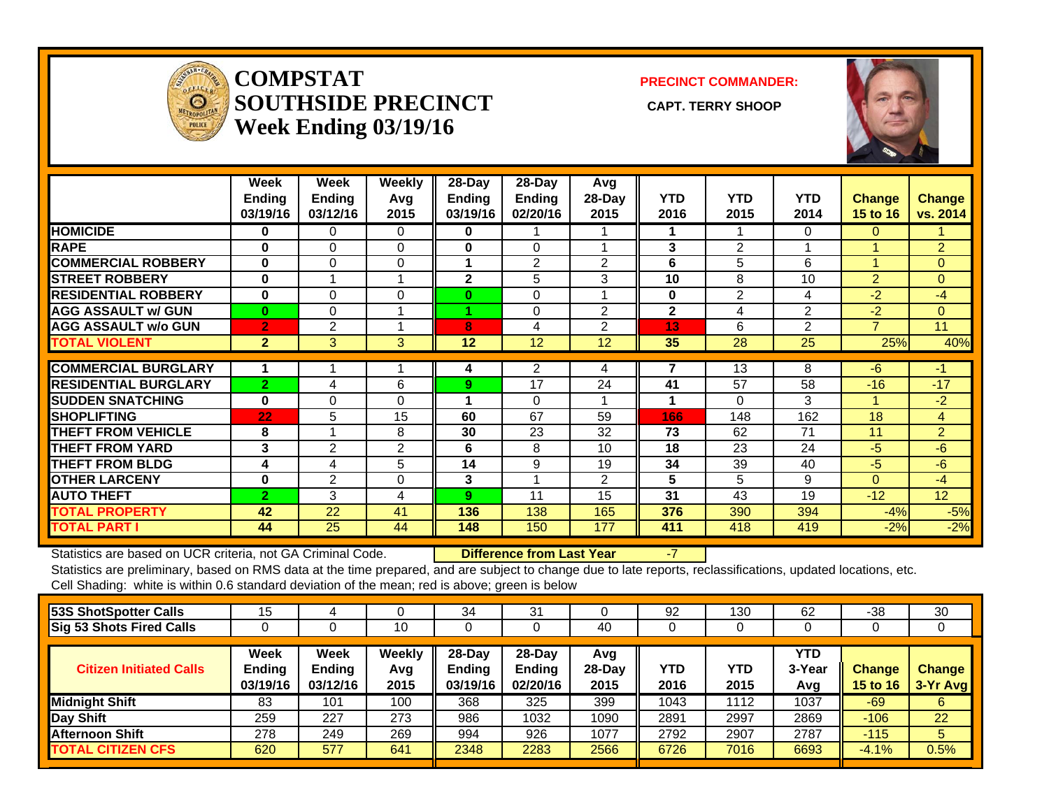# COMPSTAT
# SOUTHSIDE PRECINCT
# Week Ending 03/19/16

**PRECINCT COMMANDER:**

**CAPT. TERRY SHOOP**

| | Week Ending 03/19/16 | Week Ending 03/12/16 | Weekly Avg 2015 | 28-Day Ending 03/19/16 | 28-Day Ending 02/20/16 | Avg 28-Day 2015 | YTD 2016 | YTD 2015 | YTD 2014 | Change 15 to 16 | Change vs. 2014 |
|---|---|---|---|---|---|---|---|---|---|---|---|
| HOMICIDE | 0 | 0 | 0 | 0 | 1 | 1 | 1 | 1 | 0 | 0 | 1 |
| RAPE | 0 | 0 | 0 | 0 | 0 | 1 | 3 | 2 | 1 | 1 | 2 |
| COMMERCIAL ROBBERY | 0 | 0 | 0 | 1 | 2 | 2 | 6 | 5 | 6 | 1 | 0 |
| STREET ROBBERY | 0 | 1 | 1 | 2 | 5 | 3 | 10 | 8 | 10 | 2 | 0 |
| RESIDENTIAL ROBBERY | 0 | 0 | 0 | 0 | 0 | 1 | 0 | 2 | 4 | -2 | -4 |
| AGG ASSAULT w/ GUN | 0 | 0 | 1 | 1 | 0 | 2 | 2 | 4 | 2 | -2 | 0 |
| AGG ASSAULT w/o GUN | 2 | 2 | 1 | 8 | 4 | 2 | 13 | 6 | 2 | 7 | 11 |
| TOTAL VIOLENT | 2 | 3 | 3 | 12 | 12 | 12 | 35 | 28 | 25 | 25% | 40% |
| COMMERCIAL BURGLARY | 1 | 1 | 1 | 4 | 2 | 4 | 7 | 13 | 8 | -6 | -1 |
| RESIDENTIAL BURGLARY | 2 | 4 | 6 | 9 | 17 | 24 | 41 | 57 | 58 | -16 | -17 |
| SUDDEN SNATCHING | 0 | 0 | 0 | 1 | 0 | 1 | 1 | 0 | 3 | 1 | -2 |
| SHOPLIFTING | 22 | 5 | 15 | 60 | 67 | 59 | 166 | 148 | 162 | 18 | 4 |
| THEFT FROM VEHICLE | 8 | 1 | 8 | 30 | 23 | 32 | 73 | 62 | 71 | 11 | 2 |
| THEFT FROM YARD | 3 | 2 | 2 | 6 | 8 | 10 | 18 | 23 | 24 | -5 | -6 |
| THEFT FROM BLDG | 4 | 4 | 5 | 14 | 9 | 19 | 34 | 39 | 40 | -5 | -6 |
| OTHER LARCENY | 0 | 2 | 0 | 3 | 1 | 2 | 5 | 5 | 9 | 0 | -4 |
| AUTO THEFT | 2 | 3 | 4 | 9 | 11 | 15 | 31 | 43 | 19 | -12 | 12 |
| TOTAL PROPERTY | 42 | 22 | 41 | 136 | 138 | 165 | 376 | 390 | 394 | -4% | -5% |
| TOTAL PART I | 44 | 25 | 44 | 148 | 150 | 177 | 411 | 418 | 419 | -2% | -2% |

Statistics are based on UCR criteria, not GA Criminal Code. **Difference from Last Year** -7

Statistics are preliminary, based on RMS data at the time prepared, and are subject to change due to late reports, reclassifications, updated locations, etc.

Cell Shading: white is within 0.6 standard deviation of the mean; red is above; green is below

| | | | | | | | | | | | |
|---|---|---|---|---|---|---|---|---|---|---|---|
| 53S ShotSpotter Calls | 15 | 4 | 0 | 34 | 31 | 0 | 92 | 130 | 62 | -38 | 30 |
| Sig 53 Shots Fired Calls | 0 | 0 | 10 | 0 | 0 | 40 | 0 | 0 | 0 | 0 | 0 |

| Citizen Initiated Calls | Week Ending 03/19/16 | Week Ending 03/12/16 | Weekly Avg 2015 | 28-Day Ending 03/19/16 | 28-Day Ending 02/20/16 | Avg 28-Day 2015 | YTD 2016 | YTD 2015 | YTD 3-Year Avg | Change 15 to 16 | Change 3-Yr Avg |
|---|---|---|---|---|---|---|---|---|---|---|---|
| Midnight Shift | 83 | 101 | 100 | 368 | 325 | 399 | 1043 | 1112 | 1037 | -69 | 6 |
| Day Shift | 259 | 227 | 273 | 986 | 1032 | 1090 | 2891 | 2997 | 2869 | -106 | 22 |
| Afternoon Shift | 278 | 249 | 269 | 994 | 926 | 1077 | 2792 | 2907 | 2787 | -115 | 5 |
| TOTAL CITIZEN CFS | 620 | 577 | 641 | 2348 | 2283 | 2566 | 6726 | 7016 | 6693 | -4.1% | 0.5% |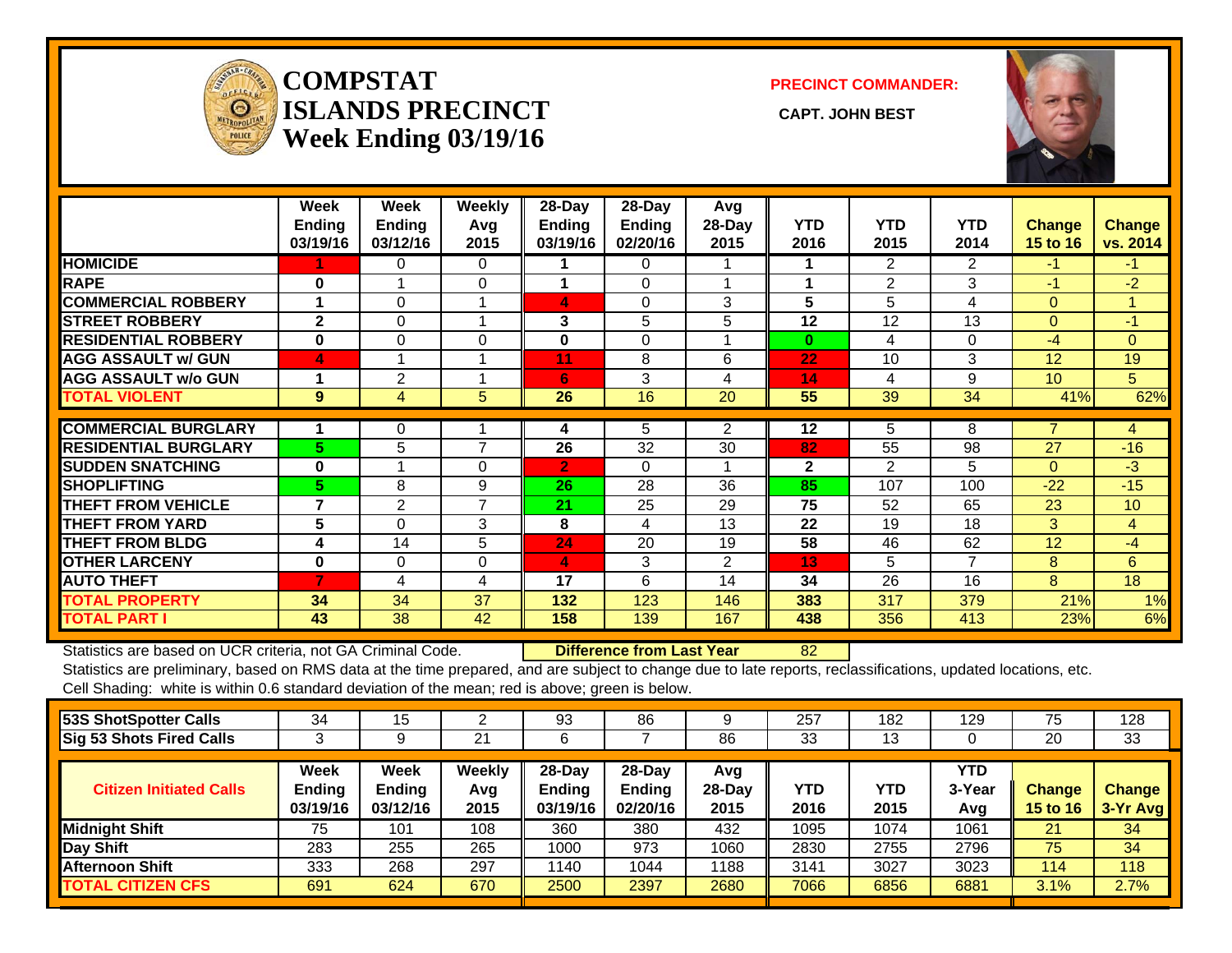# COMPSTAT
# ISLANDS PRECINCT
# Week Ending 03/19/16

**PRECINCT COMMANDER:**

**CAPT. JOHN BEST**

| | Week Ending 03/19/16 | Week Ending 03/12/16 | Weekly Avg 2015 | 28-Day Ending 03/19/16 | 28-Day Ending 02/20/16 | Avg 28-Day 2015 | YTD 2016 | YTD 2015 | YTD 2014 | Change 15 to 16 | Change vs. 2014 |
|---|---|---|---|---|---|---|---|---|---|---|---|
| HOMICIDE | 1 | 0 | 0 | 1 | 0 | 1 | 1 | 2 | 2 | -1 | -1 |
| RAPE | 0 | 1 | 0 | 1 | 0 | 1 | 1 | 2 | 3 | -1 | -2 |
| COMMERCIAL ROBBERY | 1 | 0 | 1 | 4 | 0 | 3 | 5 | 5 | 4 | 0 | 1 |
| STREET ROBBERY | 2 | 0 | 1 | 3 | 5 | 5 | 12 | 12 | 13 | 0 | -1 |
| RESIDENTIAL ROBBERY | 0 | 0 | 0 | 0 | 0 | 1 | 0 | 4 | 0 | -4 | 0 |
| AGG ASSAULT w/ GUN | 4 | 1 | 1 | 11 | 8 | 6 | 22 | 10 | 3 | 12 | 19 |
| AGG ASSAULT w/o GUN | 1 | 2 | 1 | 6 | 3 | 4 | 14 | 4 | 9 | 10 | 5 |
| TOTAL VIOLENT | 9 | 4 | 5 | 26 | 16 | 20 | 55 | 39 | 34 | 41% | 62% |
| COMMERCIAL BURGLARY | 1 | 0 | 1 | 4 | 5 | 2 | 12 | 5 | 8 | 7 | 4 |
| RESIDENTIAL BURGLARY | 5 | 5 | 7 | 26 | 32 | 30 | 82 | 55 | 98 | 27 | -16 |
| SUDDEN SNATCHING | 0 | 1 | 0 | 2 | 0 | 1 | 2 | 2 | 5 | 0 | -3 |
| SHOPLIFTING | 5 | 8 | 9 | 26 | 28 | 36 | 85 | 107 | 100 | -22 | -15 |
| THEFT FROM VEHICLE | 7 | 2 | 7 | 21 | 25 | 29 | 75 | 52 | 65 | 23 | 10 |
| THEFT FROM YARD | 5 | 0 | 3 | 8 | 4 | 13 | 22 | 19 | 18 | 3 | 4 |
| THEFT FROM BLDG | 4 | 14 | 5 | 24 | 20 | 19 | 58 | 46 | 62 | 12 | -4 |
| OTHER LARCENY | 0 | 0 | 0 | 4 | 3 | 2 | 13 | 5 | 7 | 8 | 6 |
| AUTO THEFT | 7 | 4 | 4 | 17 | 6 | 14 | 34 | 26 | 16 | 8 | 18 |
| TOTAL PROPERTY | 34 | 34 | 37 | 132 | 123 | 146 | 383 | 317 | 379 | 21% | 1% |
| TOTAL PART I | 43 | 38 | 42 | 158 | 139 | 167 | 438 | 356 | 413 | 23% | 6% |

Statistics are based on UCR criteria, not GA Criminal Code. **Difference from Last Year** 82

Statistics are preliminary, based on RMS data at the time prepared, and are subject to change due to late reports, reclassifications, updated locations, etc.

Cell Shading: white is within 0.6 standard deviation of the mean; red is above; green is below.

| | | | | | | | | | | | |
|---|---|---|---|---|---|---|---|---|---|---|---|
| 53S ShotSpotter Calls | 34 | 15 | 2 | 93 | 86 | 9 | 257 | 182 | 129 | 75 | 128 |
| Sig 53 Shots Fired Calls | 3 | 9 | 21 | 6 | 7 | 86 | 33 | 13 | 0 | 20 | 33 |

| Citizen Initiated Calls | Week Ending 03/19/16 | Week Ending 03/12/16 | Weekly Avg 2015 | 28-Day Ending 03/19/16 | 28-Day Ending 02/20/16 | Avg 28-Day 2015 | YTD 2016 | YTD 2015 | YTD 3-Year Avg | Change 15 to 16 | Change 3-Yr Avg |
|---|---|---|---|---|---|---|---|---|---|---|---|
| Midnight Shift | 75 | 101 | 108 | 360 | 380 | 432 | 1095 | 1074 | 1061 | 21 | 34 |
| Day Shift | 283 | 255 | 265 | 1000 | 973 | 1060 | 2830 | 2755 | 2796 | 75 | 34 |
| Afternoon Shift | 333 | 268 | 297 | 1140 | 1044 | 1188 | 3141 | 3027 | 3023 | 114 | 118 |
| TOTAL CITIZEN CFS | 691 | 624 | 670 | 2500 | 2397 | 2680 | 7066 | 6856 | 6881 | 3.1% | 2.7% |